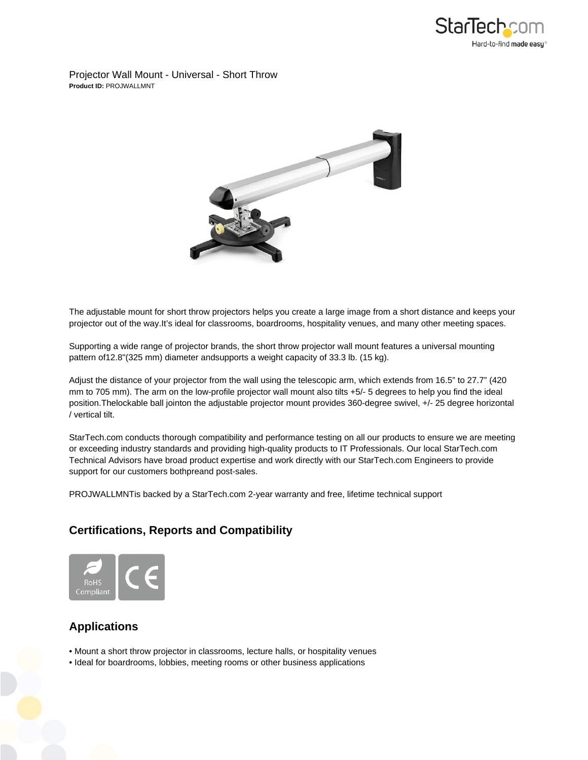Projector Wall Mount - Universal - Short Throw

**Product ID:** PROJWALLMNT

The adjustable mount for short throw projectors helps you create a large image from a short distance and keeps your projector out of the way.It's ideal for classrooms, boardrooms, hospitality venues, and many other meeting spaces.

Supporting a wide range of projector brands, the short throw projector wall mount features a universal mounting pattern of12.8"(325 mm) diameter andsupports a weight capacity of 33.3 lb. (15 kg).

Adjust the distance of your projector from the wall using the telescopic arm, which extends from 16.5" to 27.7" (420 mm to 705 mm). The arm on the low-profile projector wall mount also tilts +5/- 5 degrees to help you find the ideal position.Thelockable ball jointon the adjustable projector mount provides 360-degree swivel, +/- 25 degree horizontal / vertical tilt.

StarTech.com conducts thorough compatibility and performance testing on all our products to ensure we are meeting or exceeding industry standards and providing high-quality products to IT Professionals. Our local StarTech.com Technical Advisors have broad product expertise and work directly with our StarTech.com Engineers to provide support for our customers bothpreand post-sales.

PROJWALLMNTis backed by a StarTech.com 2-year warranty and free, lifetime technical support

## Certifications, Reports and Compatibility

RoHS Compliant

CE

## Applications

- Mount a short throw projector in classrooms, lecture halls, or hospitality venues
- Ideal for boardrooms, lobbies, meeting rooms or other business applications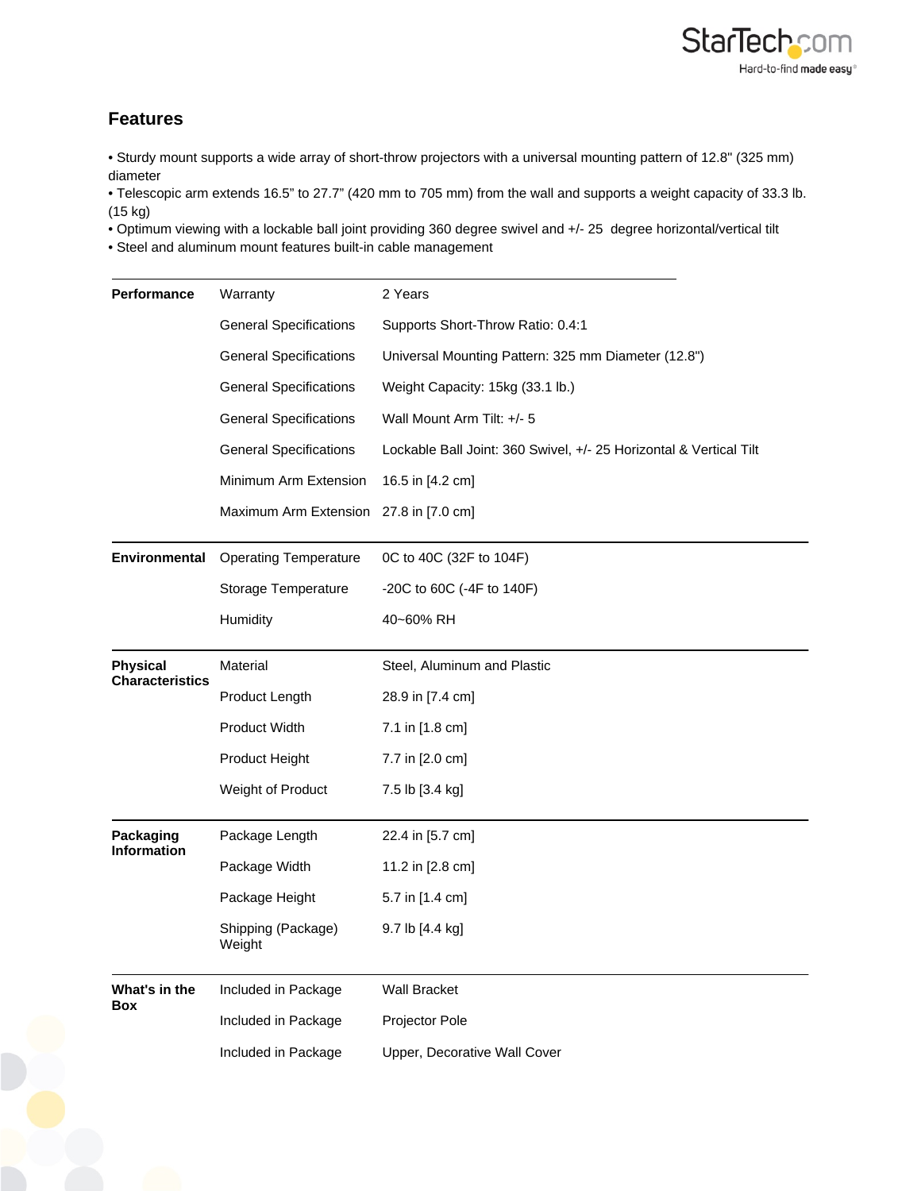## Features

- Sturdy mount supports a wide array of short-throw projectors with a universal mounting pattern of 12.8" (325 mm) diameter
- Telescopic arm extends 16.5” to 27.7” (420 mm to 705 mm) from the wall and supports a weight capacity of 33.3 lb. (15 kg)
- Optimum viewing with a lockable ball joint providing 360 degree swivel and +/- 25 degree horizontal/vertical tilt
- Steel and aluminum mount features built-in cable management

| | | |
|---|---|---|
| **Performance** | Warranty | 2 Years |
| | General Specifications | Supports Short-Throw Ratio: 0.4:1 |
| | General Specifications | Universal Mounting Pattern: 325 mm Diameter (12.8") |
| | General Specifications | Weight Capacity: 15kg (33.1 lb.) |
| | General Specifications | Wall Mount Arm Tilt: +/- 5 |
| | General Specifications | Lockable Ball Joint: 360 Swivel, +/- 25 Horizontal & Vertical Tilt |
| | Minimum Arm Extension | 16.5 in [4.2 cm] |
| | Maximum Arm Extension | 27.8 in [7.0 cm] |
| **Environmental** | Operating Temperature | 0C to 40C (32F to 104F) |
| | Storage Temperature | -20C to 60C (-4F to 140F) |
| | Humidity | 40~60% RH |
| **Physical Characteristics** | Material | Steel, Aluminum and Plastic |
| | Product Length | 28.9 in [7.4 cm] |
| | Product Width | 7.1 in [1.8 cm] |
| | Product Height | 7.7 in [2.0 cm] |
| | Weight of Product | 7.5 lb [3.4 kg] |
| **Packaging Information** | Package Length | 22.4 in [5.7 cm] |
| | Package Width | 11.2 in [2.8 cm] |
| | Package Height | 5.7 in [1.4 cm] |
| | Shipping (Package) Weight | 9.7 lb [4.4 kg] |
| **What's in the Box** | Included in Package | Wall Bracket |
| | Included in Package | Projector Pole |
| | Included in Package | Upper, Decorative Wall Cover |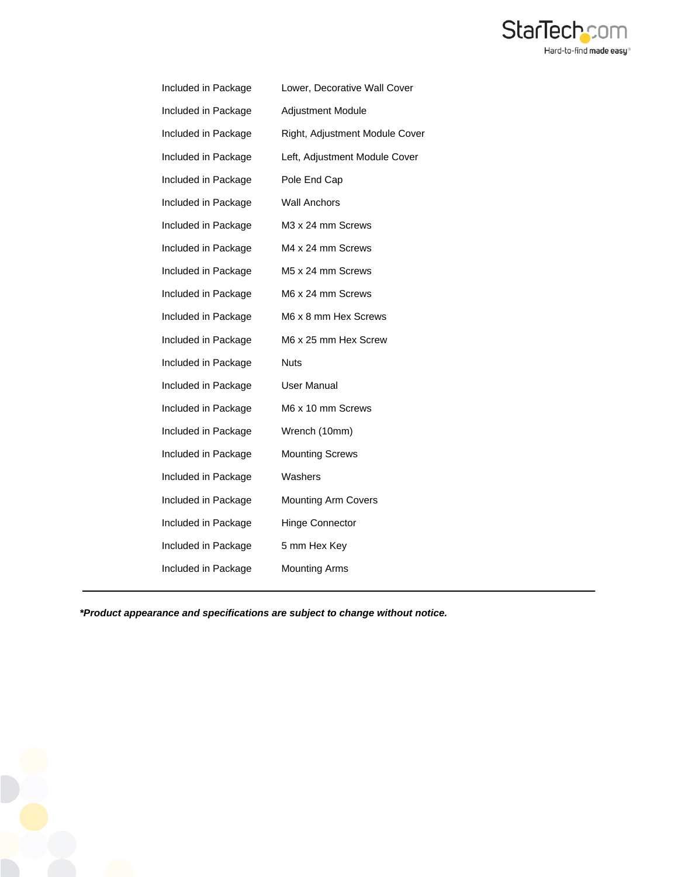| | |
|---|---|
| Included in Package | Lower, Decorative Wall Cover |
| Included in Package | Adjustment Module |
| Included in Package | Right, Adjustment Module Cover |
| Included in Package | Left, Adjustment Module Cover |
| Included in Package | Pole End Cap |
| Included in Package | Wall Anchors |
| Included in Package | M3 x 24 mm Screws |
| Included in Package | M4 x 24 mm Screws |
| Included in Package | M5 x 24 mm Screws |
| Included in Package | M6 x 24 mm Screws |
| Included in Package | M6 x 8 mm Hex Screws |
| Included in Package | M6 x 25 mm Hex Screw |
| Included in Package | Nuts |
| Included in Package | User Manual |
| Included in Package | M6 x 10 mm Screws |
| Included in Package | Wrench (10mm) |
| Included in Package | Mounting Screws |
| Included in Package | Washers |
| Included in Package | Mounting Arm Covers |
| Included in Package | Hinge Connector |
| Included in Package | 5 mm Hex Key |
| Included in Package | Mounting Arms |

***Product appearance and specifications are subject to change without notice.***